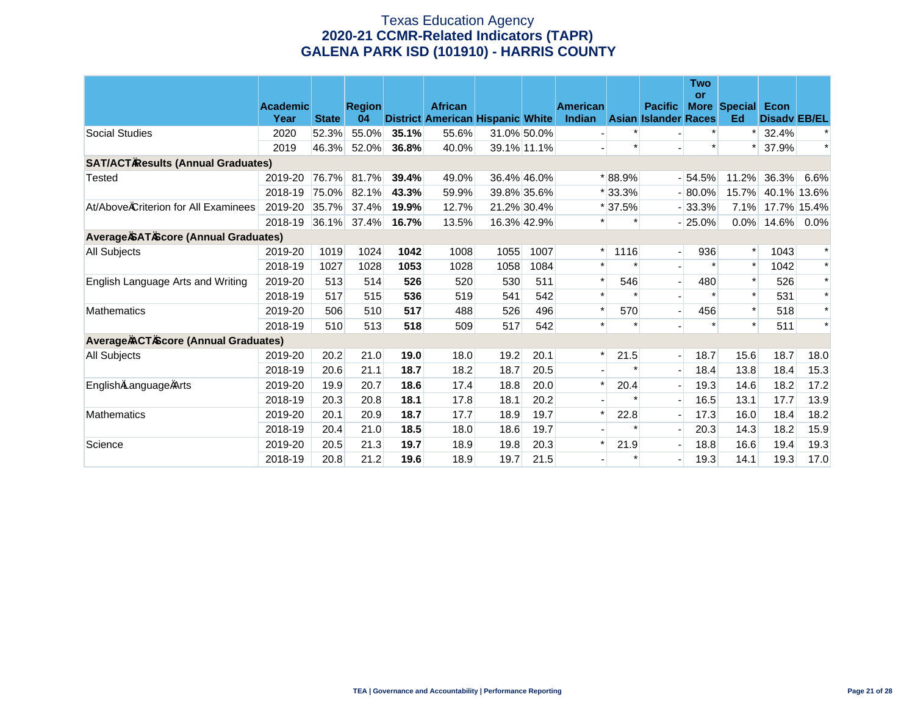# Texas Education Agency
## 2020-21 CCMR-Related Indicators (TAPR)
## GALENA PARK ISD (101910) - HARRIS COUNTY

| | Academic Year | State | Region 04 | District | African American | Hispanic | White | American Indian | Asian | Pacific Islander | Two or More Races | Special Ed | Econ Disadv | EB/EL |
|---|---|---|---|---|---|---|---|---|---|---|---|---|---|---|
| Social Studies | 2020 | 52.3% | 55.0% | **35.1%** | 55.6% | 31.0% | 50.0% | - | * | - | * | * | 32.4% | * |
| | 2019 | 46.3% | 52.0% | **36.8%** | 40.0% | 39.1% | 11.1% | - | * | - | * | * | 37.9% | * |
| **SAT/ACT Results (Annual Graduates)** | | | | | | | | | | | | | | |
| Tested | 2019-20 | 76.7% | 81.7% | **39.4%** | 49.0% | 36.4% | 46.0% | * | 88.9% | - | 54.5% | 11.2% | 36.3% | 6.6% |
| | 2018-19 | 75.0% | 82.1% | **43.3%** | 59.9% | 39.8% | 35.6% | * | 33.3% | - | 80.0% | 15.7% | 40.1% | 13.6% |
| At/Above Criterion for All Examinees | 2019-20 | 35.7% | 37.4% | **19.9%** | 12.7% | 21.2% | 30.4% | * | 37.5% | - | 33.3% | 7.1% | 17.7% | 15.4% |
| | 2018-19 | 36.1% | 37.4% | **16.7%** | 13.5% | 16.3% | 42.9% | * | * | - | 25.0% | 0.0% | 14.6% | 0.0% |
| **Average SAT Score (Annual Graduates)** | | | | | | | | | | | | | | |
| All Subjects | 2019-20 | 1019 | 1024 | **1042** | 1008 | 1055 | 1007 | * | 1116 | - | 936 | * | 1043 | * |
| | 2018-19 | 1027 | 1028 | **1053** | 1028 | 1058 | 1084 | * | * | - | * | * | 1042 | * |
| English Language Arts and Writing | 2019-20 | 513 | 514 | **526** | 520 | 530 | 511 | * | 546 | - | 480 | * | 526 | * |
| | 2018-19 | 517 | 515 | **536** | 519 | 541 | 542 | * | * | - | * | * | 531 | * |
| Mathematics | 2019-20 | 506 | 510 | **517** | 488 | 526 | 496 | * | 570 | - | 456 | * | 518 | * |
| | 2018-19 | 510 | 513 | **518** | 509 | 517 | 542 | * | * | - | * | * | 511 | * |
| **Average ACT Score (Annual Graduates)** | | | | | | | | | | | | | | |
| All Subjects | 2019-20 | 20.2 | 21.0 | **19.0** | 18.0 | 19.2 | 20.1 | * | 21.5 | - | 18.7 | 15.6 | 18.7 | 18.0 |
| | 2018-19 | 20.6 | 21.1 | **18.7** | 18.2 | 18.7 | 20.5 | - | * | - | 18.4 | 13.8 | 18.4 | 15.3 |
| English Language Arts | 2019-20 | 19.9 | 20.7 | **18.6** | 17.4 | 18.8 | 20.0 | * | 20.4 | - | 19.3 | 14.6 | 18.2 | 17.2 |
| | 2018-19 | 20.3 | 20.8 | **18.1** | 17.8 | 18.1 | 20.2 | - | * | - | 16.5 | 13.1 | 17.7 | 13.9 |
| Mathematics | 2019-20 | 20.1 | 20.9 | **18.7** | 17.7 | 18.9 | 19.7 | * | 22.8 | - | 17.3 | 16.0 | 18.4 | 18.2 |
| | 2018-19 | 20.4 | 21.0 | **18.5** | 18.0 | 18.6 | 19.7 | - | * | - | 20.3 | 14.3 | 18.2 | 15.9 |
| Science | 2019-20 | 20.5 | 21.3 | **19.7** | 18.9 | 19.8 | 20.3 | * | 21.9 | - | 18.8 | 16.6 | 19.4 | 19.3 |
| | 2018-19 | 20.8 | 21.2 | **19.6** | 18.9 | 19.7 | 21.5 | - | * | - | 19.3 | 14.1 | 19.3 | 17.0 |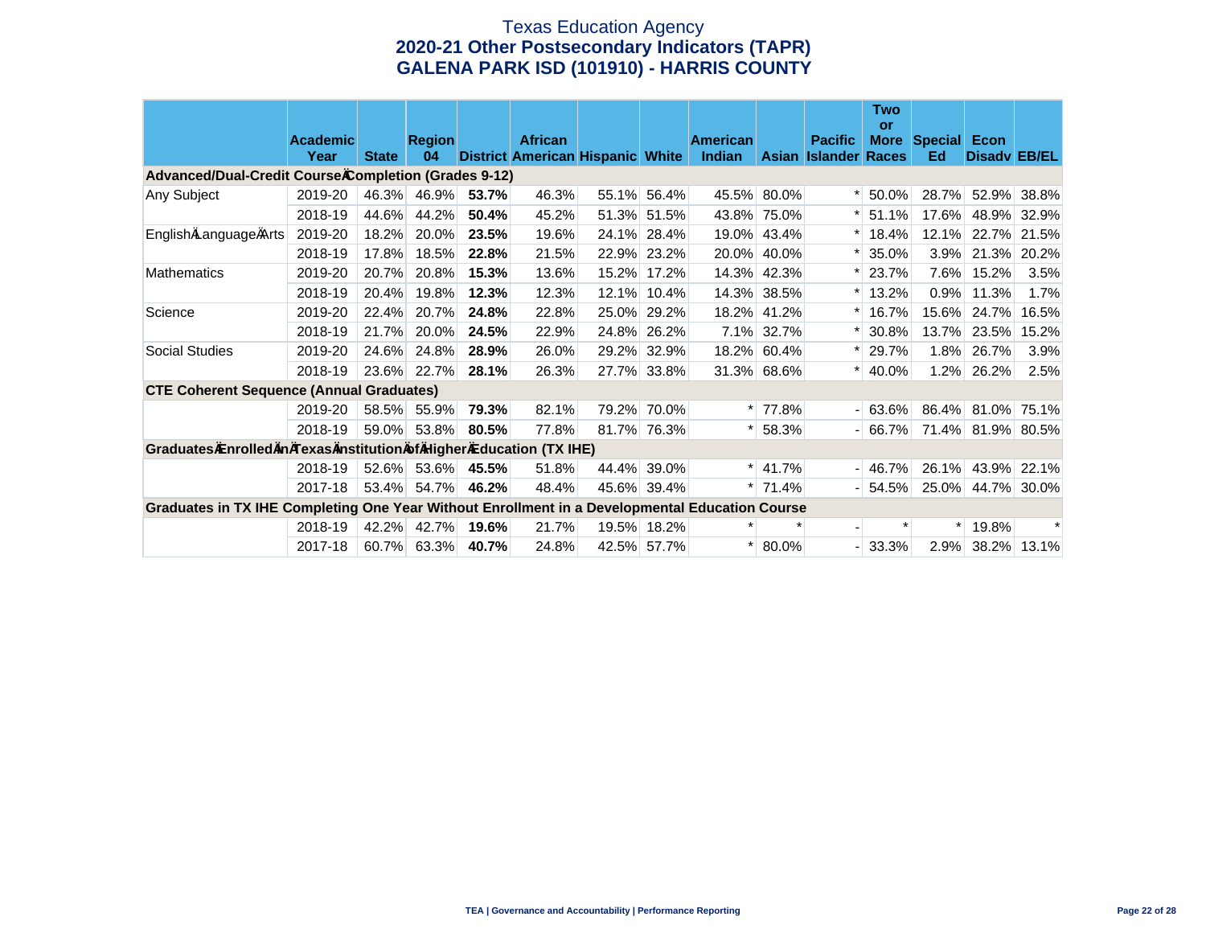# Texas Education Agency
## 2020-21 Other Postsecondary Indicators (TAPR)
## GALENA PARK ISD (101910) - HARRIS COUNTY

| | Academic Year | State | Region 04 | District | African American | Hispanic | White | American Indian | Asian | Pacific Islander | Two or More Races | Special Ed | Econ Disadv | EB/EL |
|---|---|---|---|---|---|---|---|---|---|---|---|---|---|---|
| **Advanced/Dual-Credit Course Completion (Grades 9-12)** | | | | | | | | | | | | | | |
| Any Subject | 2019-20 | 46.3% | 46.9% | **53.7%** | 46.3% | 55.1% | 56.4% | 45.5% | 80.0% | * | 50.0% | 28.7% | 52.9% | 38.8% |
| | 2018-19 | 44.6% | 44.2% | **50.4%** | 45.2% | 51.3% | 51.5% | 43.8% | 75.0% | * | 51.1% | 17.6% | 48.9% | 32.9% |
| English Language Arts | 2019-20 | 18.2% | 20.0% | **23.5%** | 19.6% | 24.1% | 28.4% | 19.0% | 43.4% | * | 18.4% | 12.1% | 22.7% | 21.5% |
| | 2018-19 | 17.8% | 18.5% | **22.8%** | 21.5% | 22.9% | 23.2% | 20.0% | 40.0% | * | 35.0% | 3.9% | 21.3% | 20.2% |
| Mathematics | 2019-20 | 20.7% | 20.8% | **15.3%** | 13.6% | 15.2% | 17.2% | 14.3% | 42.3% | * | 23.7% | 7.6% | 15.2% | 3.5% |
| | 2018-19 | 20.4% | 19.8% | **12.3%** | 12.3% | 12.1% | 10.4% | 14.3% | 38.5% | * | 13.2% | 0.9% | 11.3% | 1.7% |
| Science | 2019-20 | 22.4% | 20.7% | **24.8%** | 22.8% | 25.0% | 29.2% | 18.2% | 41.2% | * | 16.7% | 15.6% | 24.7% | 16.5% |
| | 2018-19 | 21.7% | 20.0% | **24.5%** | 22.9% | 24.8% | 26.2% | 7.1% | 32.7% | * | 30.8% | 13.7% | 23.5% | 15.2% |
| Social Studies | 2019-20 | 24.6% | 24.8% | **28.9%** | 26.0% | 29.2% | 32.9% | 18.2% | 60.4% | * | 29.7% | 1.8% | 26.7% | 3.9% |
| | 2018-19 | 23.6% | 22.7% | **28.1%** | 26.3% | 27.7% | 33.8% | 31.3% | 68.6% | * | 40.0% | 1.2% | 26.2% | 2.5% |
| **CTE Coherent Sequence (Annual Graduates)** | | | | | | | | | | | | | | |
| | 2019-20 | 58.5% | 55.9% | **79.3%** | 82.1% | 79.2% | 70.0% | * | 77.8% | - | 63.6% | 86.4% | 81.0% | 75.1% |
| | 2018-19 | 59.0% | 53.8% | **80.5%** | 77.8% | 81.7% | 76.3% | * | 58.3% | - | 66.7% | 71.4% | 81.9% | 80.5% |
| **Graduates Enrolled in Texas Institution of Higher Education (TX IHE)** | | | | | | | | | | | | | | |
| | 2018-19 | 52.6% | 53.6% | **45.5%** | 51.8% | 44.4% | 39.0% | * | 41.7% | - | 46.7% | 26.1% | 43.9% | 22.1% |
| | 2017-18 | 53.4% | 54.7% | **46.2%** | 48.4% | 45.6% | 39.4% | * | 71.4% | - | 54.5% | 25.0% | 44.7% | 30.0% |
| **Graduates in TX IHE Completing One Year Without Enrollment in a Developmental Education Course** | | | | | | | | | | | | | | |
| | 2018-19 | 42.2% | 42.7% | **19.6%** | 21.7% | 19.5% | 18.2% | * | * | - | * | * | 19.8% | * |
| | 2017-18 | 60.7% | 63.3% | **40.7%** | 24.8% | 42.5% | 57.7% | * | 80.0% | - | 33.3% | 2.9% | 38.2% | 13.1% |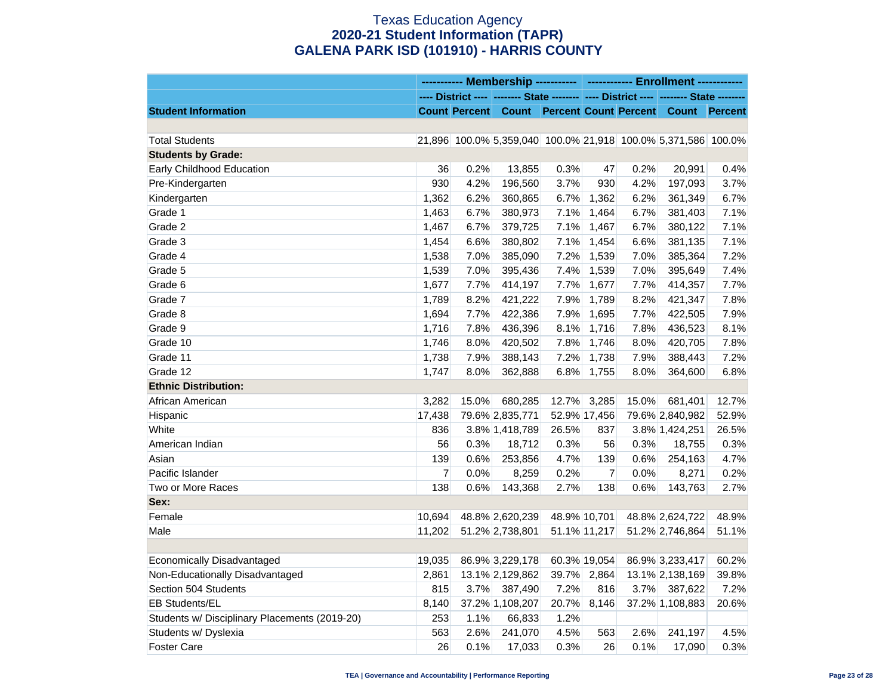# Texas Education Agency
## 2020-21 Student Information (TAPR)
## GALENA PARK ISD (101910) - HARRIS COUNTY

| | ----------- Membership ----------- | | | | ------------ Enrollment ------------ | | | |
|---|---|---|---|---|---|---|---|---|
| | ---- District ---- | | -------- State -------- | | ---- District ---- | | -------- State -------- | |
| **Student Information** | **Count** | **Percent** | **Count** | **Percent** | **Count** | **Percent** | **Count** | **Percent** |
| | | | | | | | | |
| Total Students | 21,896 | 100.0% | 5,359,040 | 100.0% | 21,918 | 100.0% | 5,371,586 | 100.0% |
| **Students by Grade:** | | | | | | | | |
| Early Childhood Education | 36 | 0.2% | 13,855 | 0.3% | 47 | 0.2% | 20,991 | 0.4% |
| Pre-Kindergarten | 930 | 4.2% | 196,560 | 3.7% | 930 | 4.2% | 197,093 | 3.7% |
| Kindergarten | 1,362 | 6.2% | 360,865 | 6.7% | 1,362 | 6.2% | 361,349 | 6.7% |
| Grade 1 | 1,463 | 6.7% | 380,973 | 7.1% | 1,464 | 6.7% | 381,403 | 7.1% |
| Grade 2 | 1,467 | 6.7% | 379,725 | 7.1% | 1,467 | 6.7% | 380,122 | 7.1% |
| Grade 3 | 1,454 | 6.6% | 380,802 | 7.1% | 1,454 | 6.6% | 381,135 | 7.1% |
| Grade 4 | 1,538 | 7.0% | 385,090 | 7.2% | 1,539 | 7.0% | 385,364 | 7.2% |
| Grade 5 | 1,539 | 7.0% | 395,436 | 7.4% | 1,539 | 7.0% | 395,649 | 7.4% |
| Grade 6 | 1,677 | 7.7% | 414,197 | 7.7% | 1,677 | 7.7% | 414,357 | 7.7% |
| Grade 7 | 1,789 | 8.2% | 421,222 | 7.9% | 1,789 | 8.2% | 421,347 | 7.8% |
| Grade 8 | 1,694 | 7.7% | 422,386 | 7.9% | 1,695 | 7.7% | 422,505 | 7.9% |
| Grade 9 | 1,716 | 7.8% | 436,396 | 8.1% | 1,716 | 7.8% | 436,523 | 8.1% |
| Grade 10 | 1,746 | 8.0% | 420,502 | 7.8% | 1,746 | 8.0% | 420,705 | 7.8% |
| Grade 11 | 1,738 | 7.9% | 388,143 | 7.2% | 1,738 | 7.9% | 388,443 | 7.2% |
| Grade 12 | 1,747 | 8.0% | 362,888 | 6.8% | 1,755 | 8.0% | 364,600 | 6.8% |
| **Ethnic Distribution:** | | | | | | | | |
| African American | 3,282 | 15.0% | 680,285 | 12.7% | 3,285 | 15.0% | 681,401 | 12.7% |
| Hispanic | 17,438 | 79.6% | 2,835,771 | 52.9% | 17,456 | 79.6% | 2,840,982 | 52.9% |
| White | 836 | 3.8% | 1,418,789 | 26.5% | 837 | 3.8% | 1,424,251 | 26.5% |
| American Indian | 56 | 0.3% | 18,712 | 0.3% | 56 | 0.3% | 18,755 | 0.3% |
| Asian | 139 | 0.6% | 253,856 | 4.7% | 139 | 0.6% | 254,163 | 4.7% |
| Pacific Islander | 7 | 0.0% | 8,259 | 0.2% | 7 | 0.0% | 8,271 | 0.2% |
| Two or More Races | 138 | 0.6% | 143,368 | 2.7% | 138 | 0.6% | 143,763 | 2.7% |
| **Sex:** | | | | | | | | |
| Female | 10,694 | 48.8% | 2,620,239 | 48.9% | 10,701 | 48.8% | 2,624,722 | 48.9% |
| Male | 11,202 | 51.2% | 2,738,801 | 51.1% | 11,217 | 51.2% | 2,746,864 | 51.1% |
| | | | | | | | | |
| Economically Disadvantaged | 19,035 | 86.9% | 3,229,178 | 60.3% | 19,054 | 86.9% | 3,233,417 | 60.2% |
| Non-Educationally Disadvantaged | 2,861 | 13.1% | 2,129,862 | 39.7% | 2,864 | 13.1% | 2,138,169 | 39.8% |
| Section 504 Students | 815 | 3.7% | 387,490 | 7.2% | 816 | 3.7% | 387,622 | 7.2% |
| EB Students/EL | 8,140 | 37.2% | 1,108,207 | 20.7% | 8,146 | 37.2% | 1,108,883 | 20.6% |
| Students w/ Disciplinary Placements (2019-20) | 253 | 1.1% | 66,833 | 1.2% | | | | |
| Students w/ Dyslexia | 563 | 2.6% | 241,070 | 4.5% | 563 | 2.6% | 241,197 | 4.5% |
| Foster Care | 26 | 0.1% | 17,033 | 0.3% | 26 | 0.1% | 17,090 | 0.3% |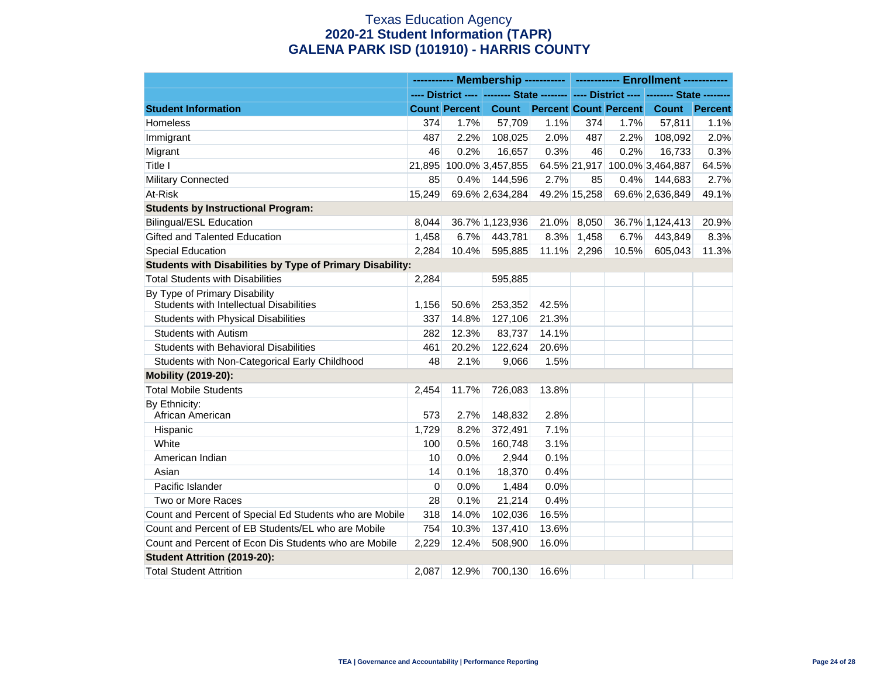# Texas Education Agency
## 2020-21 Student Information (TAPR)
## GALENA PARK ISD (101910) - HARRIS COUNTY

| | ----------- Membership ----------- | | | | ------------ Enrollment ------------ | | | |
|---|---|---|---|---|---|---|---|---|
| | ---- District ---- | | -------- State -------- | | ---- District ---- | | -------- State -------- | |
| **Student Information** | **Count** | **Percent** | **Count** | **Percent** | **Count** | **Percent** | **Count** | **Percent** |
| Homeless | 374 | 1.7% | 57,709 | 1.1% | 374 | 1.7% | 57,811 | 1.1% |
| Immigrant | 487 | 2.2% | 108,025 | 2.0% | 487 | 2.2% | 108,092 | 2.0% |
| Migrant | 46 | 0.2% | 16,657 | 0.3% | 46 | 0.2% | 16,733 | 0.3% |
| Title I | 21,895 | 100.0% | 3,457,855 | 64.5% | 21,917 | 100.0% | 3,464,887 | 64.5% |
| Military Connected | 85 | 0.4% | 144,596 | 2.7% | 85 | 0.4% | 144,683 | 2.7% |
| At-Risk | 15,249 | 69.6% | 2,634,284 | 49.2% | 15,258 | 69.6% | 2,636,849 | 49.1% |
| **Students by Instructional Program:** | | | | | | | | |
| Bilingual/ESL Education | 8,044 | 36.7% | 1,123,936 | 21.0% | 8,050 | 36.7% | 1,124,413 | 20.9% |
| Gifted and Talented Education | 1,458 | 6.7% | 443,781 | 8.3% | 1,458 | 6.7% | 443,849 | 8.3% |
| Special Education | 2,284 | 10.4% | 595,885 | 11.1% | 2,296 | 10.5% | 605,043 | 11.3% |
| **Students with Disabilities by Type of Primary Disability:** | | | | | | | | |
| Total Students with Disabilities | 2,284 | | 595,885 | | | | | |
| By Type of Primary Disability<br>Students with Intellectual Disabilities | 1,156 | 50.6% | 253,352 | 42.5% | | | | |
| Students with Physical Disabilities | 337 | 14.8% | 127,106 | 21.3% | | | | |
| Students with Autism | 282 | 12.3% | 83,737 | 14.1% | | | | |
| Students with Behavioral Disabilities | 461 | 20.2% | 122,624 | 20.6% | | | | |
| Students with Non-Categorical Early Childhood | 48 | 2.1% | 9,066 | 1.5% | | | | |
| **Mobility (2019-20):** | | | | | | | | |
| Total Mobile Students | 2,454 | 11.7% | 726,083 | 13.8% | | | | |
| By Ethnicity:<br>African American | 573 | 2.7% | 148,832 | 2.8% | | | | |
| Hispanic | 1,729 | 8.2% | 372,491 | 7.1% | | | | |
| White | 100 | 0.5% | 160,748 | 3.1% | | | | |
| American Indian | 10 | 0.0% | 2,944 | 0.1% | | | | |
| Asian | 14 | 0.1% | 18,370 | 0.4% | | | | |
| Pacific Islander | 0 | 0.0% | 1,484 | 0.0% | | | | |
| Two or More Races | 28 | 0.1% | 21,214 | 0.4% | | | | |
| Count and Percent of Special Ed Students who are Mobile | 318 | 14.0% | 102,036 | 16.5% | | | | |
| Count and Percent of EB Students/EL who are Mobile | 754 | 10.3% | 137,410 | 13.6% | | | | |
| Count and Percent of Econ Dis Students who are Mobile | 2,229 | 12.4% | 508,900 | 16.0% | | | | |
| **Student Attrition (2019-20):** | | | | | | | | |
| Total Student Attrition | 2,087 | 12.9% | 700,130 | 16.6% | | | | |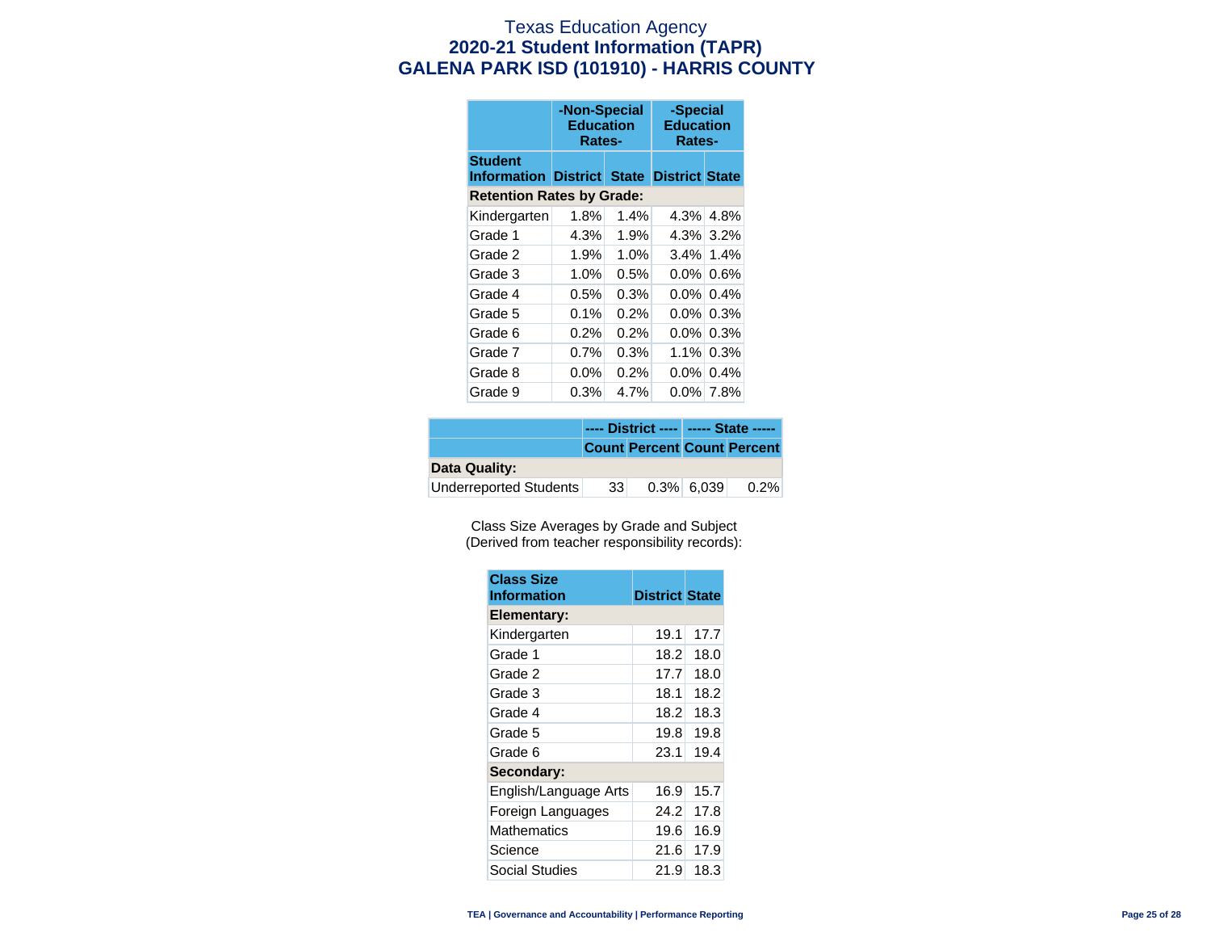# Texas Education Agency
## 2020-21 Student Information (TAPR)
## GALENA PARK ISD (101910) - HARRIS COUNTY

| | -Non-Special Education Rates- | | -Special Education Rates- | |
|---|---|---|---|---|
| **Student Information** | **District** | **State** | **District** | **State** |
| **Retention Rates by Grade:** | | | | |
| Kindergarten | 1.8% | 1.4% | 4.3% | 4.8% |
| Grade 1 | 4.3% | 1.9% | 4.3% | 3.2% |
| Grade 2 | 1.9% | 1.0% | 3.4% | 1.4% |
| Grade 3 | 1.0% | 0.5% | 0.0% | 0.6% |
| Grade 4 | 0.5% | 0.3% | 0.0% | 0.4% |
| Grade 5 | 0.1% | 0.2% | 0.0% | 0.3% |
| Grade 6 | 0.2% | 0.2% | 0.0% | 0.3% |
| Grade 7 | 0.7% | 0.3% | 1.1% | 0.3% |
| Grade 8 | 0.0% | 0.2% | 0.0% | 0.4% |
| Grade 9 | 0.3% | 4.7% | 0.0% | 7.8% |

| | ---- District ---- | | ----- State ----- | |
|---|---|---|---|---|
| | **Count** | **Percent** | **Count** | **Percent** |
| **Data Quality:** | | | | |
| Underreported Students | 33 | 0.3% | 6,039 | 0.2% |

Class Size Averages by Grade and Subject
(Derived from teacher responsibility records):

| Class Size Information | District | State |
|---|---|---|
| **Elementary:** | | |
| Kindergarten | 19.1 | 17.7 |
| Grade 1 | 18.2 | 18.0 |
| Grade 2 | 17.7 | 18.0 |
| Grade 3 | 18.1 | 18.2 |
| Grade 4 | 18.2 | 18.3 |
| Grade 5 | 19.8 | 19.8 |
| Grade 6 | 23.1 | 19.4 |
| **Secondary:** | | |
| English/Language Arts | 16.9 | 15.7 |
| Foreign Languages | 24.2 | 17.8 |
| Mathematics | 19.6 | 16.9 |
| Science | 21.6 | 17.9 |
| Social Studies | 21.9 | 18.3 |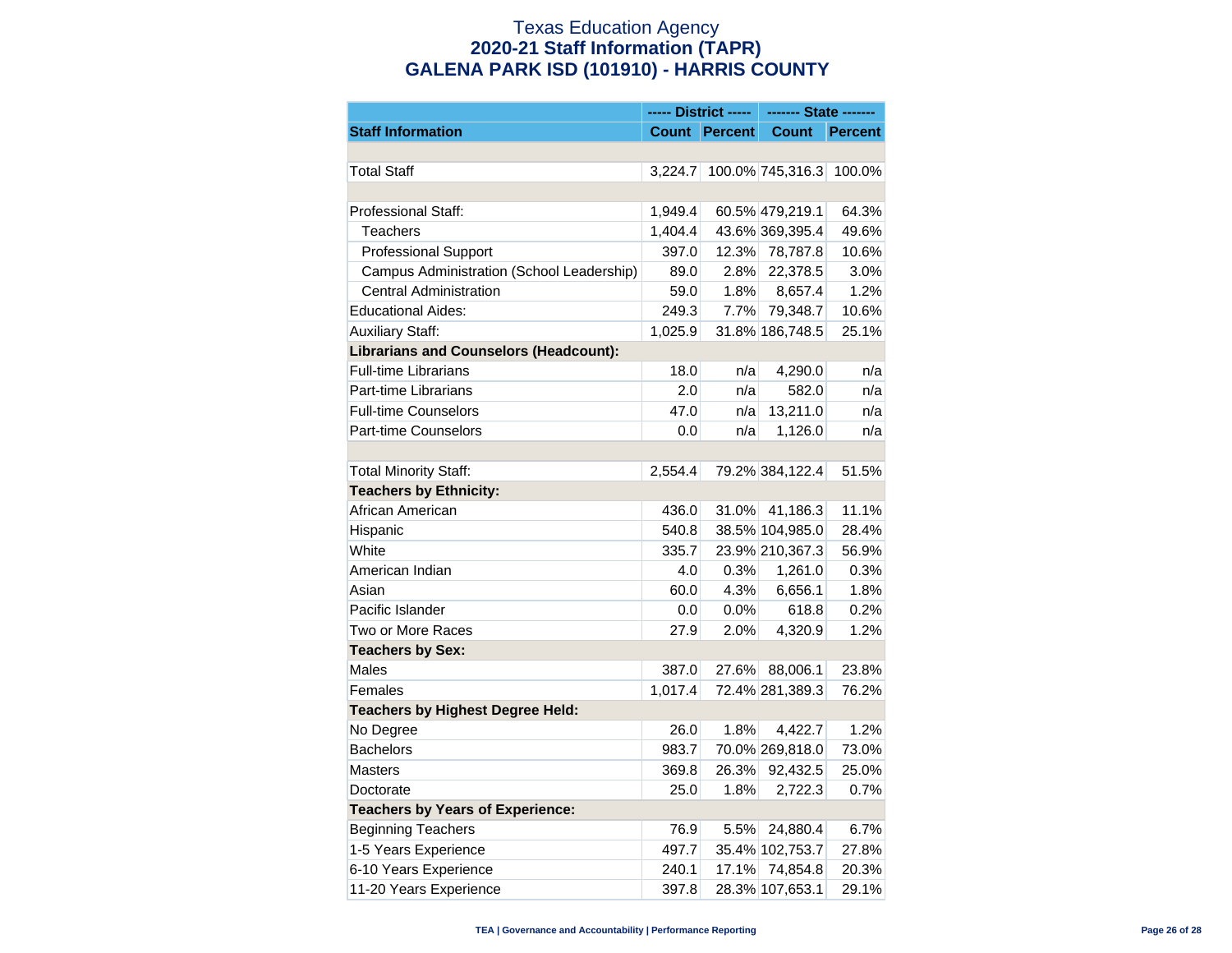# Texas Education Agency
## 2020-21 Staff Information (TAPR)
## GALENA PARK ISD (101910) - HARRIS COUNTY

| | ----- District ----- | | ------- State ------- | |
|---|---|---|---|---|
| **Staff Information** | **Count** | **Percent** | **Count** | **Percent** |
| | | | | |
| Total Staff | 3,224.7 | 100.0% | 745,316.3 | 100.0% |
| | | | | |
| Professional Staff: | 1,949.4 | 60.5% | 479,219.1 | 64.3% |
| Teachers | 1,404.4 | 43.6% | 369,395.4 | 49.6% |
| Professional Support | 397.0 | 12.3% | 78,787.8 | 10.6% |
| Campus Administration (School Leadership) | 89.0 | 2.8% | 22,378.5 | 3.0% |
| Central Administration | 59.0 | 1.8% | 8,657.4 | 1.2% |
| Educational Aides: | 249.3 | 7.7% | 79,348.7 | 10.6% |
| Auxiliary Staff: | 1,025.9 | 31.8% | 186,748.5 | 25.1% |
| **Librarians and Counselors (Headcount):** | | | | |
| Full-time Librarians | 18.0 | n/a | 4,290.0 | n/a |
| Part-time Librarians | 2.0 | n/a | 582.0 | n/a |
| Full-time Counselors | 47.0 | n/a | 13,211.0 | n/a |
| Part-time Counselors | 0.0 | n/a | 1,126.0 | n/a |
| | | | | |
| Total Minority Staff: | 2,554.4 | 79.2% | 384,122.4 | 51.5% |
| **Teachers by Ethnicity:** | | | | |
| African American | 436.0 | 31.0% | 41,186.3 | 11.1% |
| Hispanic | 540.8 | 38.5% | 104,985.0 | 28.4% |
| White | 335.7 | 23.9% | 210,367.3 | 56.9% |
| American Indian | 4.0 | 0.3% | 1,261.0 | 0.3% |
| Asian | 60.0 | 4.3% | 6,656.1 | 1.8% |
| Pacific Islander | 0.0 | 0.0% | 618.8 | 0.2% |
| Two or More Races | 27.9 | 2.0% | 4,320.9 | 1.2% |
| **Teachers by Sex:** | | | | |
| Males | 387.0 | 27.6% | 88,006.1 | 23.8% |
| Females | 1,017.4 | 72.4% | 281,389.3 | 76.2% |
| **Teachers by Highest Degree Held:** | | | | |
| No Degree | 26.0 | 1.8% | 4,422.7 | 1.2% |
| Bachelors | 983.7 | 70.0% | 269,818.0 | 73.0% |
| Masters | 369.8 | 26.3% | 92,432.5 | 25.0% |
| Doctorate | 25.0 | 1.8% | 2,722.3 | 0.7% |
| **Teachers by Years of Experience:** | | | | |
| Beginning Teachers | 76.9 | 5.5% | 24,880.4 | 6.7% |
| 1-5 Years Experience | 497.7 | 35.4% | 102,753.7 | 27.8% |
| 6-10 Years Experience | 240.1 | 17.1% | 74,854.8 | 20.3% |
| 11-20 Years Experience | 397.8 | 28.3% | 107,653.1 | 29.1% |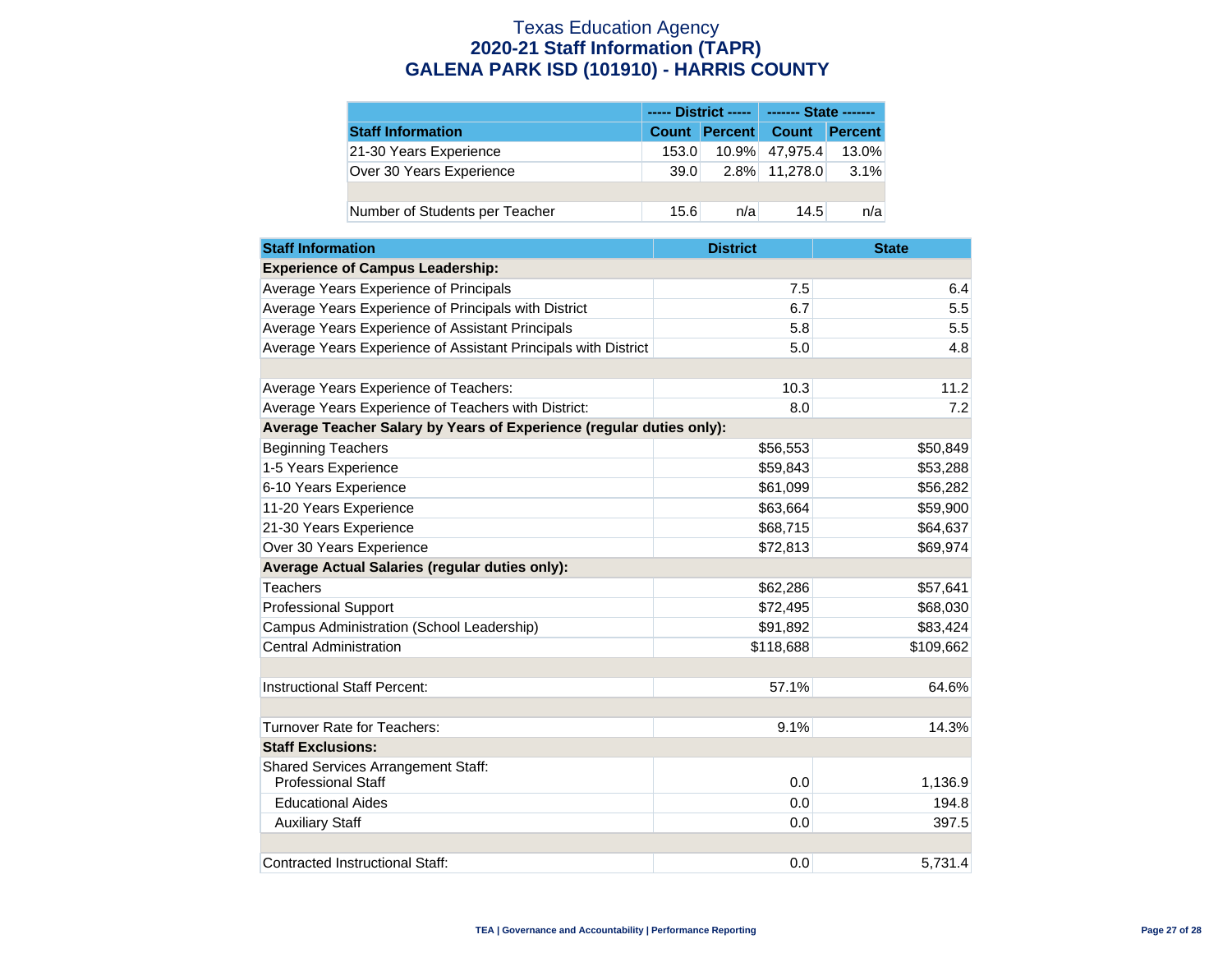# Texas Education Agency
## 2020-21 Staff Information (TAPR)
## GALENA PARK ISD (101910) - HARRIS COUNTY

| | ----- District ----- | | ------- State ------- | |
|---|---|---|---|---|
| **Staff Information** | **Count** | **Percent** | **Count** | **Percent** |
| 21-30 Years Experience | 153.0 | 10.9% | 47,975.4 | 13.0% |
| Over 30 Years Experience | 39.0 | 2.8% | 11,278.0 | 3.1% |
| | | | | |
| Number of Students per Teacher | 15.6 | n/a | 14.5 | n/a |

| Staff Information | District | State |
|---|---|---|
| **Experience of Campus Leadership:** | | |
| Average Years Experience of Principals | 7.5 | 6.4 |
| Average Years Experience of Principals with District | 6.7 | 5.5 |
| Average Years Experience of Assistant Principals | 5.8 | 5.5 |
| Average Years Experience of Assistant Principals with District | 5.0 | 4.8 |
| | | |
| Average Years Experience of Teachers: | 10.3 | 11.2 |
| Average Years Experience of Teachers with District: | 8.0 | 7.2 |
| **Average Teacher Salary by Years of Experience (regular duties only):** | | |
| Beginning Teachers | $56,553 | $50,849 |
| 1-5 Years Experience | $59,843 | $53,288 |
| 6-10 Years Experience | $61,099 | $56,282 |
| 11-20 Years Experience | $63,664 | $59,900 |
| 21-30 Years Experience | $68,715 | $64,637 |
| Over 30 Years Experience | $72,813 | $69,974 |
| **Average Actual Salaries (regular duties only):** | | |
| Teachers | $62,286 | $57,641 |
| Professional Support | $72,495 | $68,030 |
| Campus Administration (School Leadership) | $91,892 | $83,424 |
| Central Administration | $118,688 | $109,662 |
| | | |
| Instructional Staff Percent: | 57.1% | 64.6% |
| | | |
| Turnover Rate for Teachers: | 9.1% | 14.3% |
| **Staff Exclusions:** | | |
| Shared Services Arrangement Staff: Professional Staff | 0.0 | 1,136.9 |
| Educational Aides | 0.0 | 194.8 |
| Auxiliary Staff | 0.0 | 397.5 |
| | | |
| Contracted Instructional Staff: | 0.0 | 5,731.4 |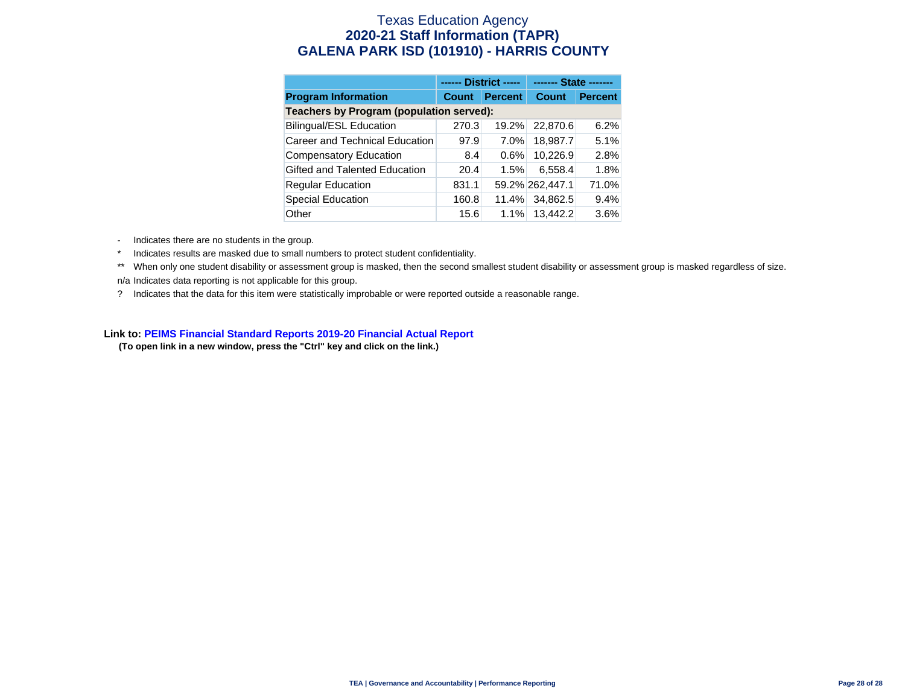# Texas Education Agency
## 2020-21 Staff Information (TAPR)
## GALENA PARK ISD (101910) - HARRIS COUNTY

| | ------ District ----- | | ------- State ------- | |
|---|---|---|---|---|
| **Program Information** | **Count** | **Percent** | **Count** | **Percent** |
| **Teachers by Program (population served):** | | | | |
| Bilingual/ESL Education | 270.3 | 19.2% | 22,870.6 | 6.2% |
| Career and Technical Education | 97.9 | 7.0% | 18,987.7 | 5.1% |
| Compensatory Education | 8.4 | 0.6% | 10,226.9 | 2.8% |
| Gifted and Talented Education | 20.4 | 1.5% | 6,558.4 | 1.8% |
| Regular Education | 831.1 | 59.2% | 262,447.1 | 71.0% |
| Special Education | 160.8 | 11.4% | 34,862.5 | 9.4% |
| Other | 15.6 | 1.1% | 13,442.2 | 3.6% |

- Indicates there are no students in the group.

\* Indicates results are masked due to small numbers to protect student confidentiality.

** When only one student disability or assessment group is masked, then the second smallest student disability or assessment group is masked regardless of size.

n/a Indicates data reporting is not applicable for this group.

? Indicates that the data for this item were statistically improbable or were reported outside a reasonable range.

**Link to: PEIMS Financial Standard Reports 2019-20 Financial Actual Report**

**(To open link in a new window, press the "Ctrl" key and click on the link.)**